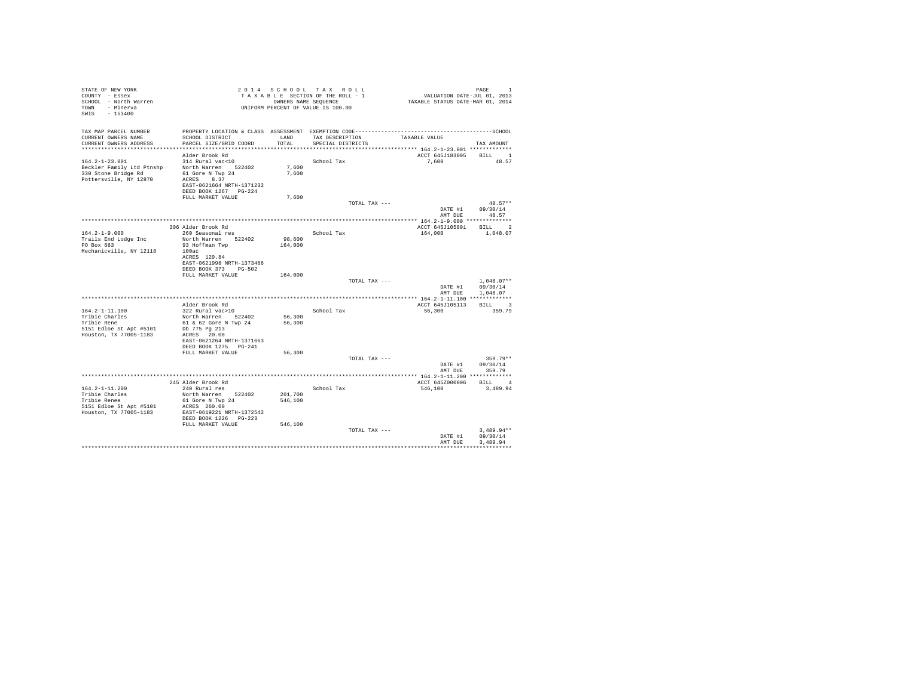STATE OF NEW YORK
COUNTY - Essex
SCHOOL - North Warren
TOWN - Minerva
SWIS - 153400

2 0 1 4 S C H O O L T A X R O L L
T A X A B L E SECTION OF THE ROLL - 1
OWNERS NAME SEQUENCE
UNIFORM PERCENT OF VALUE IS 100.00

VALUATION DATE-JUL 01, 2013
TAXABLE STATUS DATE-MAR 01, 2014

| TAX MAP PARCEL NUMBER / CURRENT OWNERS NAME / CURRENT OWNERS ADDRESS | PROPERTY LOCATION & CLASS / SCHOOL DISTRICT / PARCEL SIZE/GRID COORD | ASSESSMENT LAND / TOTAL | EXEMPTION CODE / TAX DESCRIPTION / SPECIAL DISTRICTS | TAXABLE VALUE | SCHOOL TAX AMOUNT |
|---|---|---|---|---|---|
| 164.2-1-23.001 | Alder Brook Rd | | | ACCT 645J183005 | BILL 1 |
| Beckler Family Ltd Ptnshp | 314 Rural vac<10 | | School Tax | 7,600 | 48.57 |
| 330 Stone Bridge Rd | North Warren 522402 | 7,600 | | | |
| Pottersville, NY 12870 | 61 Gore N Twp 24 | 7,600 | | | |
| | ACRES 8.37 | | | | |
| | EAST-0621664 NRTH-1371232 | | | | |
| | DEED BOOK 1267 PG-224 | | | | |
| | FULL MARKET VALUE | 7,600 | | | |
| | | | TOTAL TAX --- | | 48.57** |
| | | | | DATE #1 | 09/30/14 |
| | | | | AMT DUE | 48.57 |
| 164.2-1-9.000 | 306 Alder Brook Rd | | | ACCT 645J105801 | BILL 2 |
| Trails End Lodge Inc | 260 Seasonal res | | School Tax | 164,000 | 1,048.07 |
| PO Box 663 | North Warren 522402 | 98,600 | | | |
| Mechanicville, NY 12118 | 93 Hoffman Twp | 164,000 | | | |
| | 100ac | | | | |
| | ACRES 129.84 | | | | |
| | EAST-0621998 NRTH-1373466 | | | | |
| | DEED BOOK 373 PG-502 | | | | |
| | FULL MARKET VALUE | 164,000 | | | |
| | | | TOTAL TAX --- | | 1,048.07** |
| | | | | DATE #1 | 09/30/14 |
| | | | | AMT DUE | 1,048.07 |
| 164.2-1-11.100 | Alder Brook Rd | | | ACCT 645J105113 | BILL 3 |
| Tribie Charles | 322 Rural vac>10 | | School Tax | 56,300 | 359.79 |
| Tribie Rene | North Warren 522402 | 56,300 | | | |
| 5151 Edloe St Apt #5101 | 61 & 62 Gore N Twp 24 | 56,300 | | | |
| Houston, TX 77005-1183 | Db 775 Pg 213 | | | | |
| | ACRES 20.00 | | | | |
| | EAST-0621264 NRTH-1371663 | | | | |
| | DEED BOOK 1275 PG-241 | | | | |
| | FULL MARKET VALUE | 56,300 | | | |
| | | | TOTAL TAX --- | | 359.79** |
| | | | | DATE #1 | 09/30/14 |
| | | | | AMT DUE | 359.79 |
| 164.2-1-11.200 | 245 Alder Brook Rd | | | ACCT 645Z000006 | BILL 4 |
| Tribie Charles | 240 Rural res | | School Tax | 546,100 | 3,489.94 |
| Tribie Renee | North Warren 522402 | 201,700 | | | |
| 5151 Edloe St Apt #5101 | 61 Gore N Twp 24 | 546,100 | | | |
| Houston, TX 77005-1183 | ACRES 260.00 | | | | |
| | EAST-0619221 NRTH-1372542 | | | | |
| | DEED BOOK 1226 PG-223 | | | | |
| | FULL MARKET VALUE | 546,100 | | | |
| | | | TOTAL TAX --- | | 3,489.94** |
| | | | | DATE #1 | 09/30/14 |
| | | | | AMT DUE | 3,489.94 |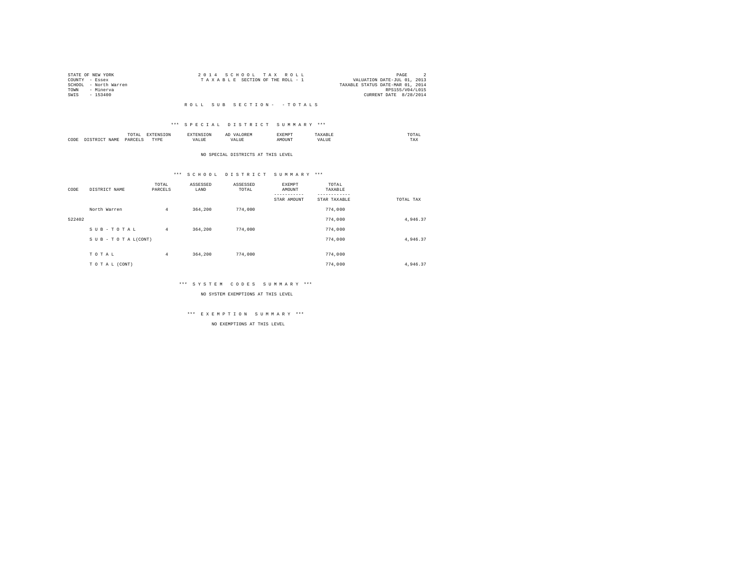STATE OF NEW YORK
COUNTY - Essex
SCHOOL - North Warren
TOWN - Minerva
SWIS - 153400

2 0 1 4 S C H O O L T A X R O L L
T A X A B L E SECTION OF THE ROLL - 1

PAGE 2
VALUATION DATE-JUL 01, 2013
TAXABLE STATUS DATE-MAR 01, 2014
RPS155/V04/L015
CURRENT DATE 8/28/2014

R O L L S U B S E C T I O N - - T O T A L S

*** S P E C I A L D I S T R I C T S U M M A R Y ***

| CODE | DISTRICT NAME | TOTAL PARCELS | EXTENSION TYPE | EXTENSION VALUE | AD VALOREM VALUE | EXEMPT AMOUNT | TAXABLE VALUE | TOTAL TAX |
|---|---|---|---|---|---|---|---|---|

NO SPECIAL DISTRICTS AT THIS LEVEL

*** S C H O O L D I S T R I C T S U M M A R Y ***

| CODE | DISTRICT NAME | TOTAL PARCELS | ASSESSED LAND | ASSESSED TOTAL | EXEMPT AMOUNT<br>-----------<br>STAR AMOUNT | TOTAL TAXABLE<br>------------<br>STAR TAXABLE | TOTAL TAX |
|---|---|---|---|---|---|---|---|
| | North Warren | 4 | 364,200 | 774,000 | | 774,000 | |
| 522402 | | | | | | 774,000 | 4,946.37 |
| | S U B - T O T A L | 4 | 364,200 | 774,000 | | 774,000 | |
| | S U B - T O T A L(CONT) | | | | | 774,000 | 4,946.37 |
| | T O T A L | 4 | 364,200 | 774,000 | | 774,000 | |
| | T O T A L (CONT) | | | | | 774,000 | 4,946.37 |

*** S Y S T E M C O D E S S U M M A R Y ***

NO SYSTEM EXEMPTIONS AT THIS LEVEL

*** E X E M P T I O N S U M M A R Y ***

NO EXEMPTIONS AT THIS LEVEL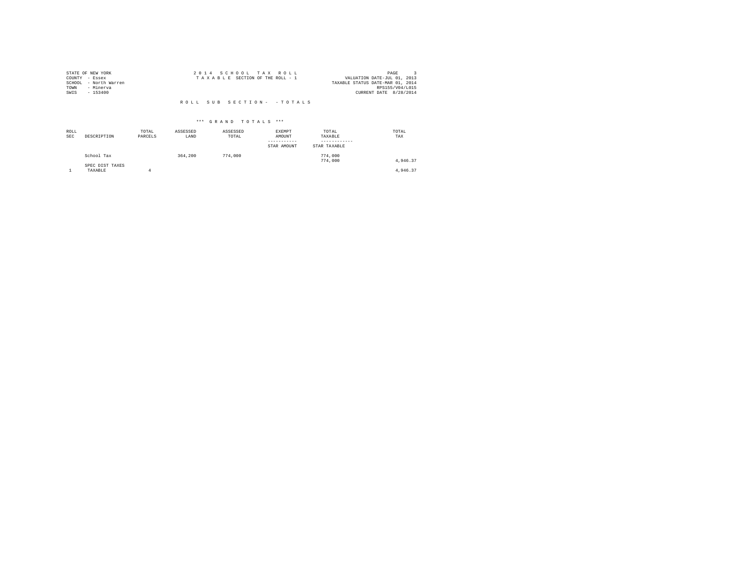STATE OF NEW YORK
COUNTY - Essex
SCHOOL - North Warren
TOWN - Minerva
SWIS - 153400

2 0 1 4 S C H O O L T A X R O L L
T A X A B L E SECTION OF THE ROLL - 1

VALUATION DATE-JUL 01, 2013
TAXABLE STATUS DATE-MAR 01, 2014
RPS155/V04/L015
CURRENT DATE 8/28/2014

R O L L S U B S E C T I O N - - T O T A L S

\*\*\* G R A N D T O T A L S \*\*\*

| ROLL SEC | DESCRIPTION | TOTAL PARCELS | ASSESSED LAND | ASSESSED TOTAL | EXEMPT AMOUNT ----------- STAR AMOUNT | TOTAL TAXABLE ------------ STAR TAXABLE | TOTAL TAX |
|---|---|---|---|---|---|---|---|
| | School Tax | | 364,200 | 774,000 | | 774,000<br>774,000 | 4,946.37 |
| | SPEC DIST TAXES | | | | | | |
| 1 | TAXABLE | 4 | | | | | 4,946.37 |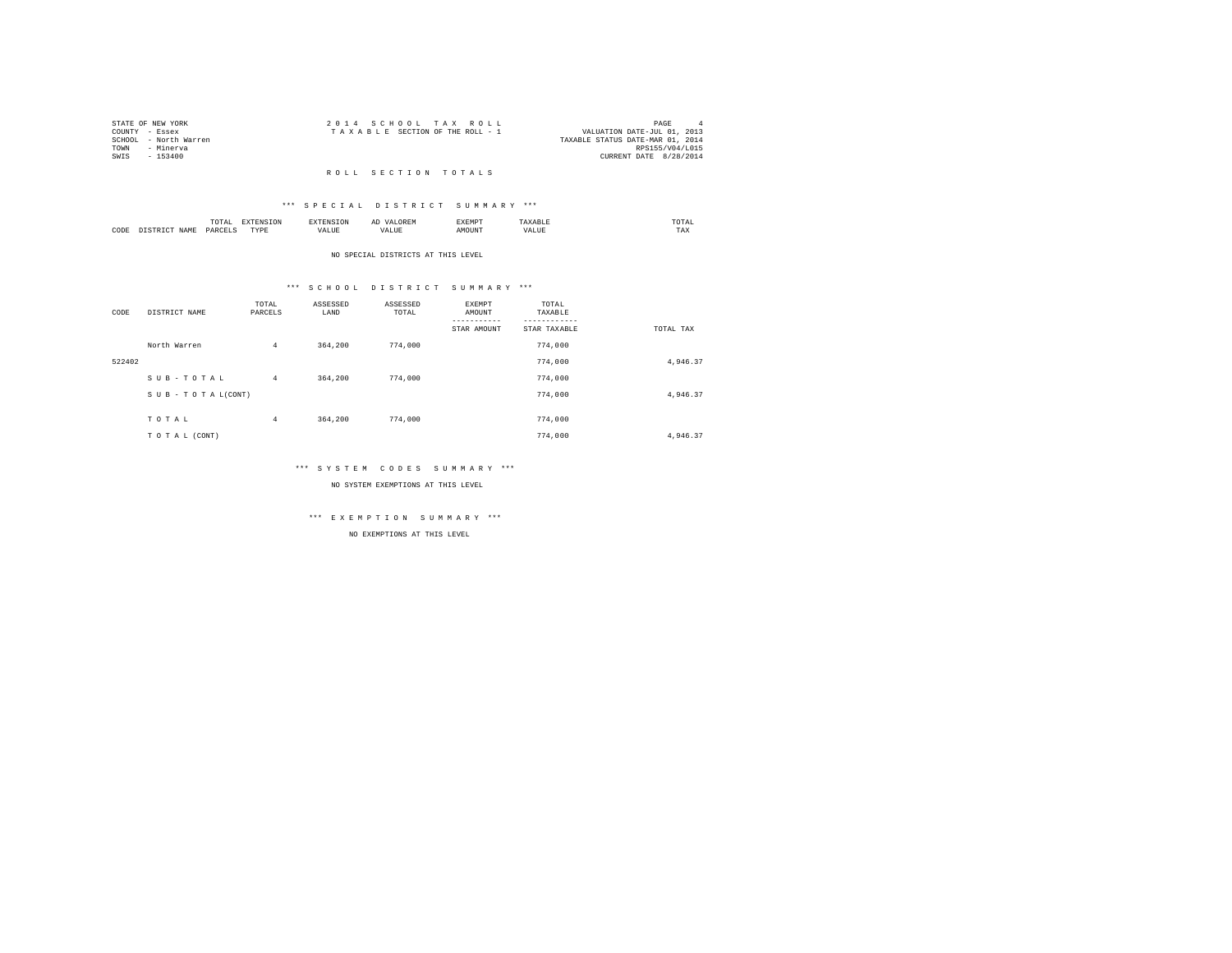STATE OF NEW YORK
COUNTY - Essex
SCHOOL - North Warren
TOWN - Minerva
SWIS - 153400

2 0 1 4 S C H O O L T A X R O L L
T A X A B L E SECTION OF THE ROLL - 1

VALUATION DATE-JUL 01, 2013
TAXABLE STATUS DATE-MAR 01, 2014
RPS155/V04/L015
CURRENT DATE 8/28/2014

# R O L L S E C T I O N T O T A L S

## *** S P E C I A L D I S T R I C T S U M M A R Y ***

| CODE | DISTRICT NAME | TOTAL PARCELS | EXTENSION TYPE | EXTENSION VALUE | AD VALOREM VALUE | EXEMPT AMOUNT | TAXABLE VALUE | TOTAL TAX |
|---|---|---|---|---|---|---|---|---|

NO SPECIAL DISTRICTS AT THIS LEVEL

## *** S C H O O L D I S T R I C T S U M M A R Y ***

| CODE | DISTRICT NAME | TOTAL PARCELS | ASSESSED LAND | ASSESSED TOTAL | EXEMPT AMOUNT / STAR AMOUNT | TOTAL TAXABLE / STAR TAXABLE | TOTAL TAX |
|---|---|---|---|---|---|---|---|
| | North Warren | 4 | 364,200 | 774,000 | | 774,000 | |
| 522402 | | | | | | 774,000 | 4,946.37 |
| | S U B - T O T A L | 4 | 364,200 | 774,000 | | 774,000 | |
| | S U B - T O T A L(CONT) | | | | | 774,000 | 4,946.37 |
| | T O T A L | 4 | 364,200 | 774,000 | | 774,000 | |
| | T O T A L (CONT) | | | | | 774,000 | 4,946.37 |

## *** S Y S T E M C O D E S S U M M A R Y ***

NO SYSTEM EXEMPTIONS AT THIS LEVEL

## *** E X E M P T I O N S U M M A R Y ***

NO EXEMPTIONS AT THIS LEVEL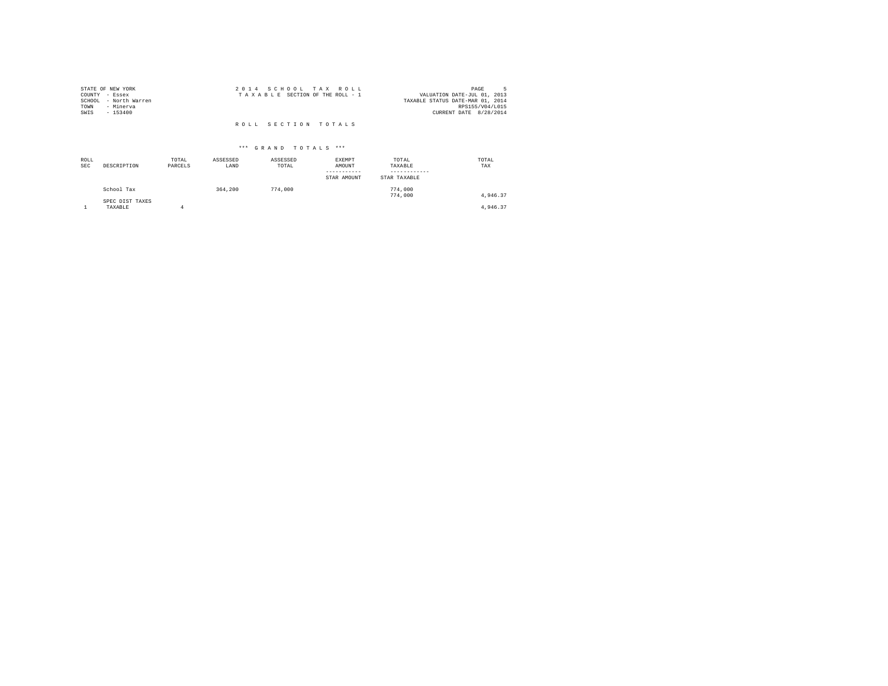STATE OF NEW YORK
COUNTY - Essex
SCHOOL - North Warren
TOWN - Minerva
SWIS - 153400

2 0 1 4 S C H O O L T A X R O L L
T A X A B L E SECTION OF THE ROLL - 1

PAGE 5
VALUATION DATE-JUL 01, 2013
TAXABLE STATUS DATE-MAR 01, 2014
RPS155/V04/L015
CURRENT DATE 8/28/2014

R O L L S E C T I O N T O T A L S

*** G R A N D T O T A L S ***

| ROLL SEC | DESCRIPTION | TOTAL PARCELS | ASSESSED LAND | ASSESSED TOTAL | EXEMPT AMOUNT<br>-----------<br>STAR AMOUNT | TOTAL TAXABLE<br>------------<br>STAR TAXABLE | TOTAL TAX |
|---|---|---|---|---|---|---|---|
| | School Tax | | 364,200 | 774,000 | | 774,000<br>774,000 | 4,946.37 |
| | SPEC DIST TAXES | | | | | | |
| 1 | TAXABLE | 4 | | | | | 4,946.37 |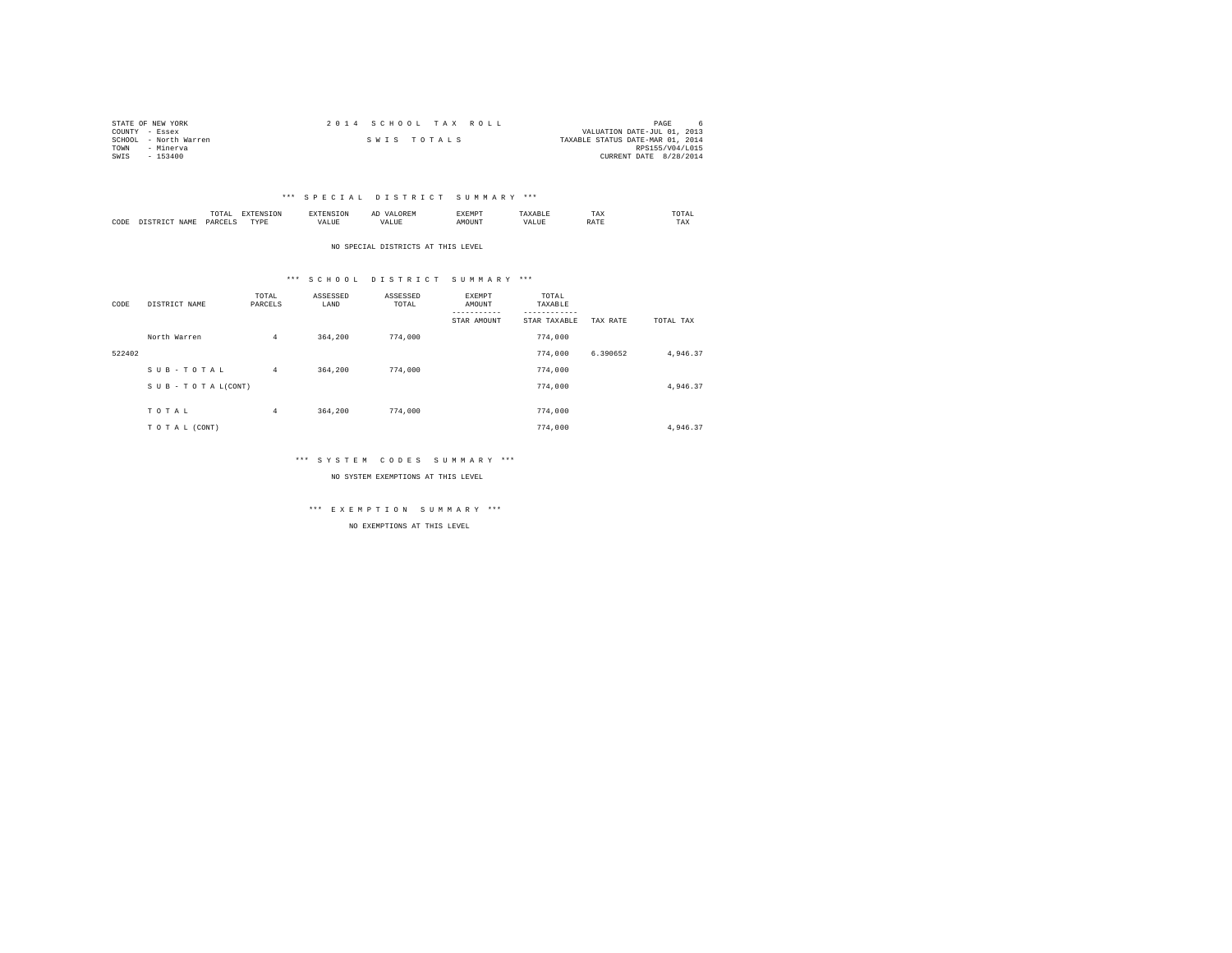STATE OF NEW YORK
COUNTY - Essex
SCHOOL - North Warren
TOWN - Minerva
SWIS - 153400

2 0 1 4 S C H O O L T A X R O L L

S W I S T O T A L S

PAGE 6
VALUATION DATE-JUL 01, 2013
TAXABLE STATUS DATE-MAR 01, 2014
RPS155/V04/L015
CURRENT DATE 8/28/2014

### *** S P E C I A L D I S T R I C T S U M M A R Y ***

| CODE | DISTRICT NAME | TOTAL PARCELS | EXTENSION TYPE | EXTENSION VALUE | AD VALOREM VALUE | EXEMPT AMOUNT | TAXABLE VALUE | TAX RATE | TOTAL TAX |
|---|---|---|---|---|---|---|---|---|---|

NO SPECIAL DISTRICTS AT THIS LEVEL

### *** S C H O O L D I S T R I C T S U M M A R Y ***

| CODE | DISTRICT NAME | TOTAL PARCELS | ASSESSED LAND | ASSESSED TOTAL | EXEMPT AMOUNT / STAR AMOUNT | TOTAL TAXABLE / STAR TAXABLE | TAX RATE | TOTAL TAX |
|---|---|---|---|---|---|---|---|---|
| | North Warren | 4 | 364,200 | 774,000 | | 774,000 | | |
| 522402 | | | | | | 774,000 | 6.390652 | 4,946.37 |
| | S U B - T O T A L | 4 | 364,200 | 774,000 | | 774,000 | | |
| | S U B - T O T A L(CONT) | | | | | 774,000 | | 4,946.37 |
| | T O T A L | 4 | 364,200 | 774,000 | | 774,000 | | |
| | T O T A L (CONT) | | | | | 774,000 | | 4,946.37 |

### *** S Y S T E M C O D E S S U M M A R Y ***

NO SYSTEM EXEMPTIONS AT THIS LEVEL

### *** E X E M P T I O N S U M M A R Y ***

NO EXEMPTIONS AT THIS LEVEL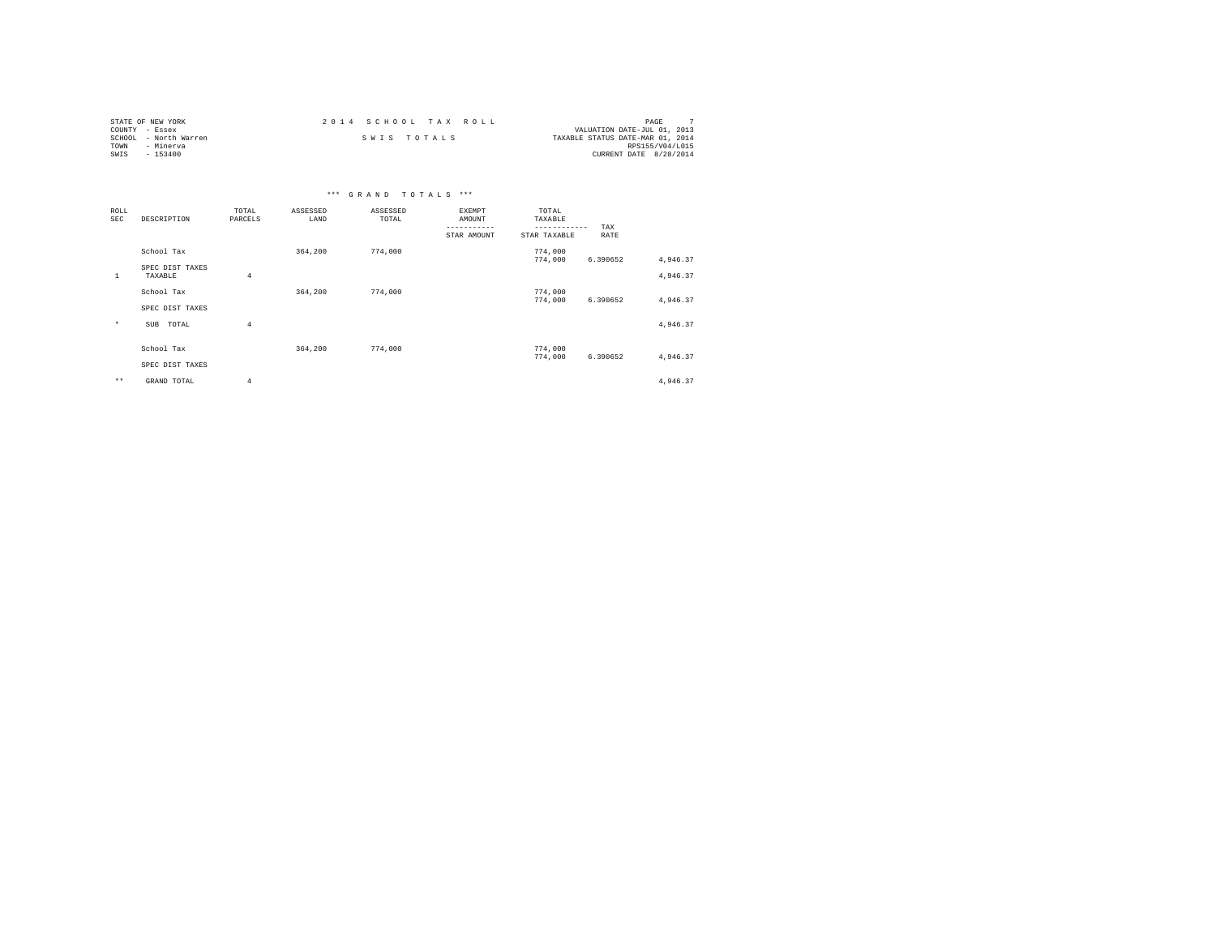STATE OF NEW YORK
COUNTY - Essex
SCHOOL - North Warren
TOWN - Minerva
SWIS - 153400

2 0 1 4 S C H O O L T A X R O L L

S W I S T O T A L S

VALUATION DATE-JUL 01, 2013
TAXABLE STATUS DATE-MAR 01, 2014
RPS155/V04/L015
CURRENT DATE 8/28/2014

## *** G R A N D T O T A L S ***

| ROLL SEC | DESCRIPTION | TOTAL PARCELS | ASSESSED LAND | ASSESSED TOTAL | EXEMPT AMOUNT ----------- STAR AMOUNT | TOTAL TAXABLE ------------ STAR TAXABLE | TAX RATE | |
|---|---|---|---|---|---|---|---|---|
| | School Tax | | 364,200 | 774,000 | | 774,000 | | |
| | | | | | | 774,000 | 6.390652 | 4,946.37 |
| | SPEC DIST TAXES | | | | | | | |
| 1 | TAXABLE | 4 | | | | | | 4,946.37 |
| | School Tax | | 364,200 | 774,000 | | 774,000 | | |
| | | | | | | 774,000 | 6.390652 | 4,946.37 |
| | SPEC DIST TAXES | | | | | | | |
| * | SUB TOTAL | 4 | | | | | | 4,946.37 |
| | School Tax | | 364,200 | 774,000 | | 774,000 | | |
| | | | | | | 774,000 | 6.390652 | 4,946.37 |
| | SPEC DIST TAXES | | | | | | | |
| ** | GRAND TOTAL | 4 | | | | | | 4,946.37 |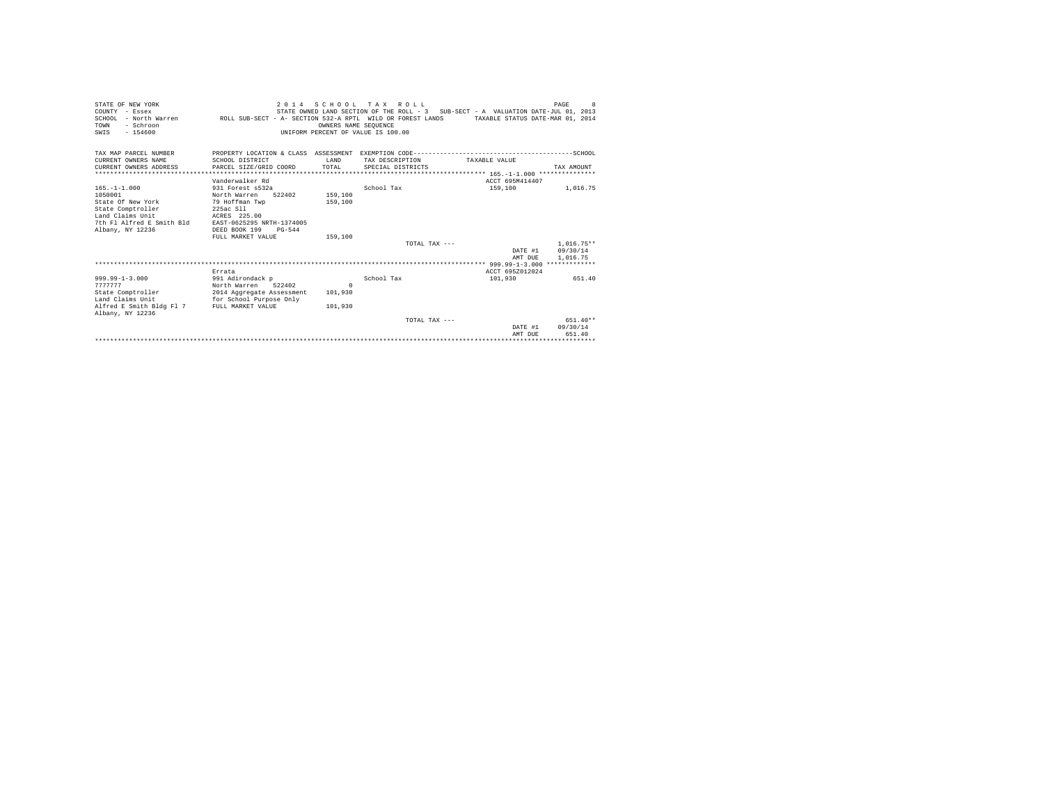STATE OF NEW YORK
COUNTY - Essex
SCHOOL - North Warren
TOWN - Schroon
SWIS - 154600

2 0 1 4 S C H O O L T A X R O L L
STATE OWNED LAND SECTION OF THE ROLL - 3 SUB-SECT - A VALUATION DATE-JUL 01, 2013
ROLL SUB-SECT - A- SECTION 532-A RPTL WILD OR FOREST LANDS TAXABLE STATUS DATE-MAR 01, 2014
OWNERS NAME SEQUENCE
UNIFORM PERCENT OF VALUE IS 100.00

| TAX MAP PARCEL NUMBER / CURRENT OWNERS NAME / CURRENT OWNERS ADDRESS | PROPERTY LOCATION & CLASS / SCHOOL DISTRICT / PARCEL SIZE/GRID COORD | ASSESSMENT LAND / TOTAL | EXEMPTION CODE / TAX DESCRIPTION / SPECIAL DISTRICTS | TAXABLE VALUE | TAX AMOUNT |
|---|---|---|---|---|---|
| 165.-1-1.000 | | | | | |
| | Vanderwalker Rd | | | ACCT 695M414407 | |
| 165.-1-1.000 | 931 Forest s532a | | School Tax | 159,100 | 1,016.75 |
| 1050001 | North Warren 522402 | 159,100 | | | |
| State Of New York | 79 Hoffman Twp | 159,100 | | | |
| State Comptroller | 225ac Sll | | | | |
| Land Claims Unit | ACRES 225.00 | | | | |
| 7th Fl Alfred E Smith Bld | EAST-0625295 NRTH-1374005 | | | | |
| Albany, NY 12236 | DEED BOOK 199 PG-544 | | | | |
| | FULL MARKET VALUE | 159,100 | | | |
| | | | TOTAL TAX --- | | 1,016.75** |
| | | | | DATE #1 | 09/30/14 |
| | | | | AMT DUE | 1,016.75 |
| 999.99-1-3.000 | | | | | |
| | Errata | | | ACCT 695Z012024 | |
| 999.99-1-3.000 | 991 Adirondack p | | School Tax | 101,930 | 651.40 |
| 7777777 | North Warren 522402 | 0 | | | |
| State Comptroller | 2014 Aggregate Assessment | 101,930 | | | |
| Land Claims Unit | for School Purpose Only | | | | |
| Alfred E Smith Bldg Fl 7 | FULL MARKET VALUE | 101,930 | | | |
| Albany, NY 12236 | | | | | |
| | | | TOTAL TAX --- | | 651.40** |
| | | | | DATE #1 | 09/30/14 |
| | | | | AMT DUE | 651.40 |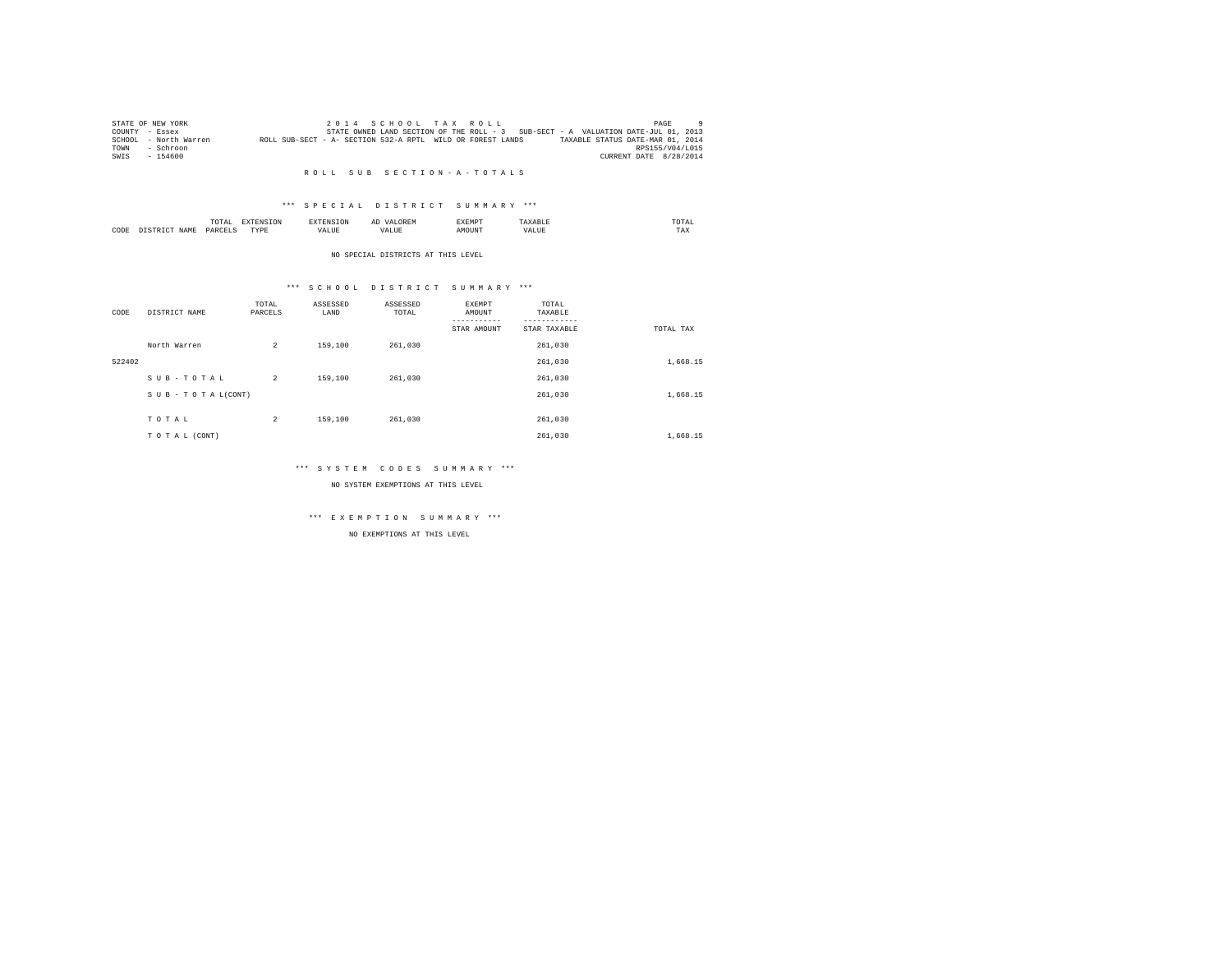STATE OF NEW YORK
COUNTY - Essex
SCHOOL - North Warren
TOWN - Schroon
SWIS - 154600

2 0 1 4 S C H O O L T A X R O L L
STATE OWNED LAND SECTION OF THE ROLL - 3 SUB-SECT - A VALUATION DATE-JUL 01, 2013
ROLL SUB-SECT - A- SECTION 532-A RPTL WILD OR FOREST LANDS TAXABLE STATUS DATE-MAR 01, 2014
RPS155/V04/L015
CURRENT DATE 8/28/2014

R O L L S U B S E C T I O N - A - T O T A L S

*** S P E C I A L D I S T R I C T S U M M A R Y ***

| CODE | DISTRICT NAME | TOTAL PARCELS | EXTENSION TYPE | EXTENSION VALUE | AD VALOREM VALUE | EXEMPT AMOUNT | TAXABLE VALUE | TOTAL TAX |
|---|---|---|---|---|---|---|---|---|

NO SPECIAL DISTRICTS AT THIS LEVEL

*** S C H O O L D I S T R I C T S U M M A R Y ***

| CODE | DISTRICT NAME | TOTAL PARCELS | ASSESSED LAND | ASSESSED TOTAL | EXEMPT AMOUNT / STAR AMOUNT | TOTAL TAXABLE / STAR TAXABLE | TOTAL TAX |
|---|---|---|---|---|---|---|---|
| | North Warren | 2 | 159,100 | 261,030 | | 261,030 | |
| 522402 | | | | | | 261,030 | 1,668.15 |
| | S U B - T O T A L | 2 | 159,100 | 261,030 | | 261,030 | |
| | S U B - T O T A L(CONT) | | | | | 261,030 | 1,668.15 |
| | T O T A L | 2 | 159,100 | 261,030 | | 261,030 | |
| | T O T A L (CONT) | | | | | 261,030 | 1,668.15 |

*** S Y S T E M C O D E S S U M M A R Y ***

NO SYSTEM EXEMPTIONS AT THIS LEVEL

*** E X E M P T I O N S U M M A R Y ***

NO EXEMPTIONS AT THIS LEVEL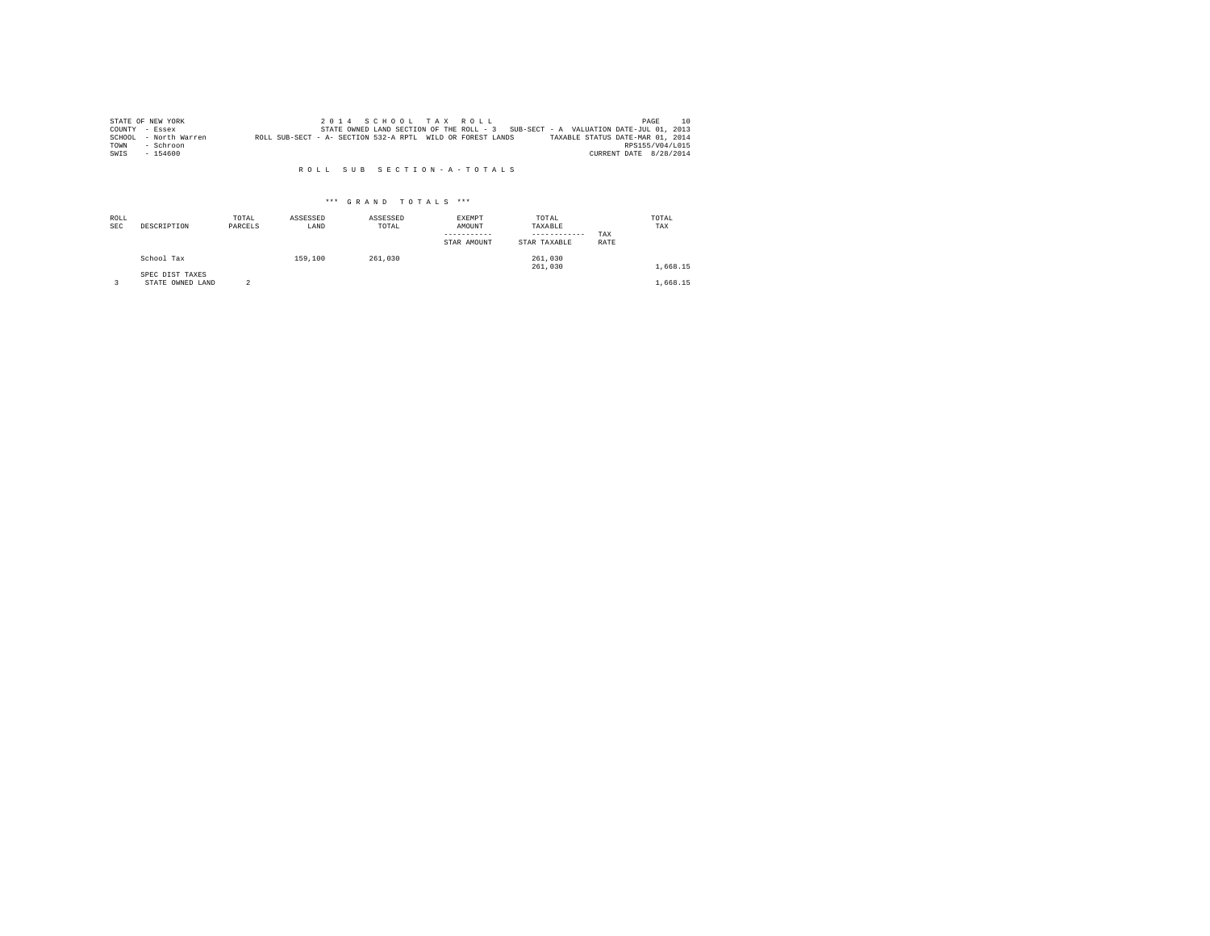STATE OF NEW YORK
COUNTY - Essex
SCHOOL - North Warren
TOWN - Schroon
SWIS - 154600

2 0 1 4 S C H O O L T A X R O L L
STATE OWNED LAND SECTION OF THE ROLL - 3 SUB-SECT - A VALUATION DATE-JUL 01, 2013
ROLL SUB-SECT - A- SECTION 532-A RPTL WILD OR FOREST LANDS TAXABLE STATUS DATE-MAR 01, 2014
RPS155/V04/L015
CURRENT DATE 8/28/2014

## R O L L S U B S E C T I O N - A - T O T A L S

### *** G R A N D T O T A L S ***

| ROLL SEC | DESCRIPTION | TOTAL PARCELS | ASSESSED LAND | ASSESSED TOTAL | EXEMPT AMOUNT / STAR AMOUNT | TOTAL TAXABLE / STAR TAXABLE | TAX RATE | TOTAL TAX |
|---|---|---|---|---|---|---|---|---|
| | School Tax | | 159,100 | 261,030 | | 261,030 | | |
| | | | | | | 261,030 | | 1,668.15 |
| | SPEC DIST TAXES | | | | | | | |
| 3 | STATE OWNED LAND | 2 | | | | | | 1,668.15 |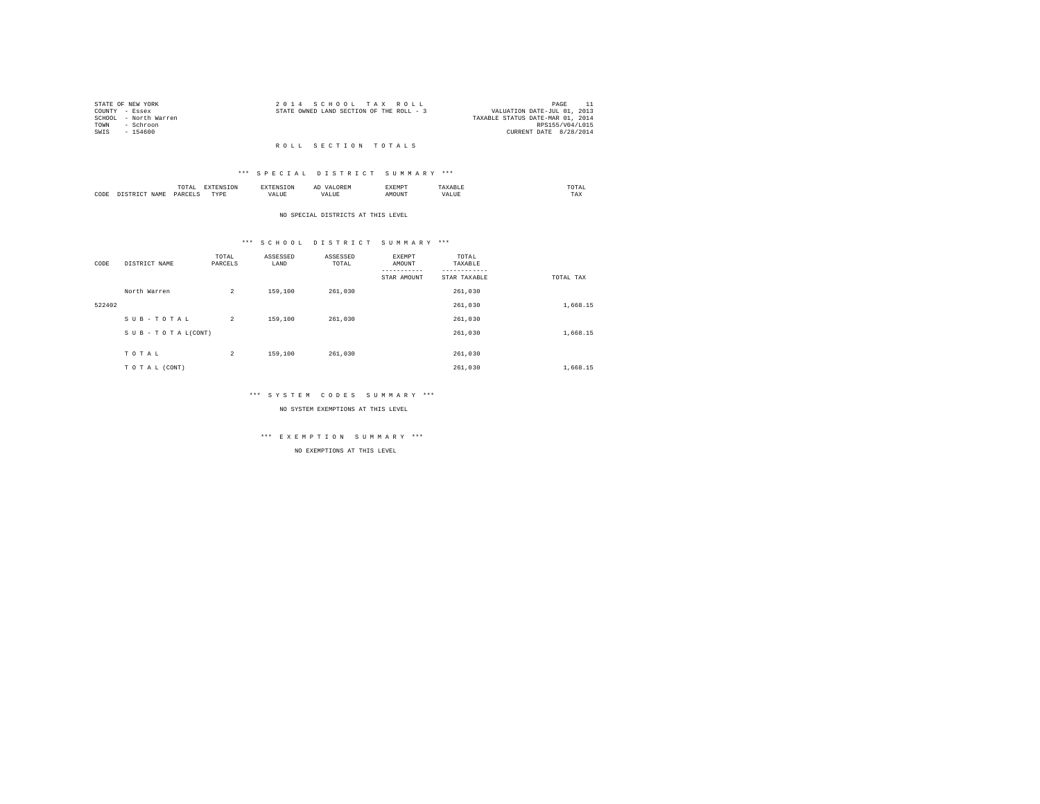STATE OF NEW YORK
COUNTY - Essex
SCHOOL - North Warren
TOWN - Schroon
SWIS - 154600

2 0 1 4 S C H O O L T A X R O L L
STATE OWNED LAND SECTION OF THE ROLL - 3

PAGE 11
VALUATION DATE-JUL 01, 2013
TAXABLE STATUS DATE-MAR 01, 2014
RPS155/V04/L015
CURRENT DATE 8/28/2014

R O L L S E C T I O N T O T A L S

*** S P E C I A L D I S T R I C T S U M M A R Y ***

| CODE | DISTRICT NAME | TOTAL PARCELS | EXTENSION TYPE | EXTENSION VALUE | AD VALOREM VALUE | EXEMPT AMOUNT | TAXABLE VALUE | TOTAL TAX |
|---|---|---|---|---|---|---|---|---|

NO SPECIAL DISTRICTS AT THIS LEVEL

*** S C H O O L D I S T R I C T S U M M A R Y ***

| CODE | DISTRICT NAME | TOTAL PARCELS | ASSESSED LAND | ASSESSED TOTAL | EXEMPT AMOUNT / STAR AMOUNT | TOTAL TAXABLE / STAR TAXABLE | TOTAL TAX |
|---|---|---|---|---|---|---|---|
| | North Warren | 2 | 159,100 | 261,030 | | 261,030 | |
| 522402 | | | | | | 261,030 | 1,668.15 |
| | S U B - T O T A L | 2 | 159,100 | 261,030 | | 261,030 | |
| | S U B - T O T A L(CONT) | | | | | 261,030 | 1,668.15 |
| | T O T A L | 2 | 159,100 | 261,030 | | 261,030 | |
| | T O T A L (CONT) | | | | | 261,030 | 1,668.15 |

*** S Y S T E M C O D E S S U M M A R Y ***

NO SYSTEM EXEMPTIONS AT THIS LEVEL

*** E X E M P T I O N S U M M A R Y ***

NO EXEMPTIONS AT THIS LEVEL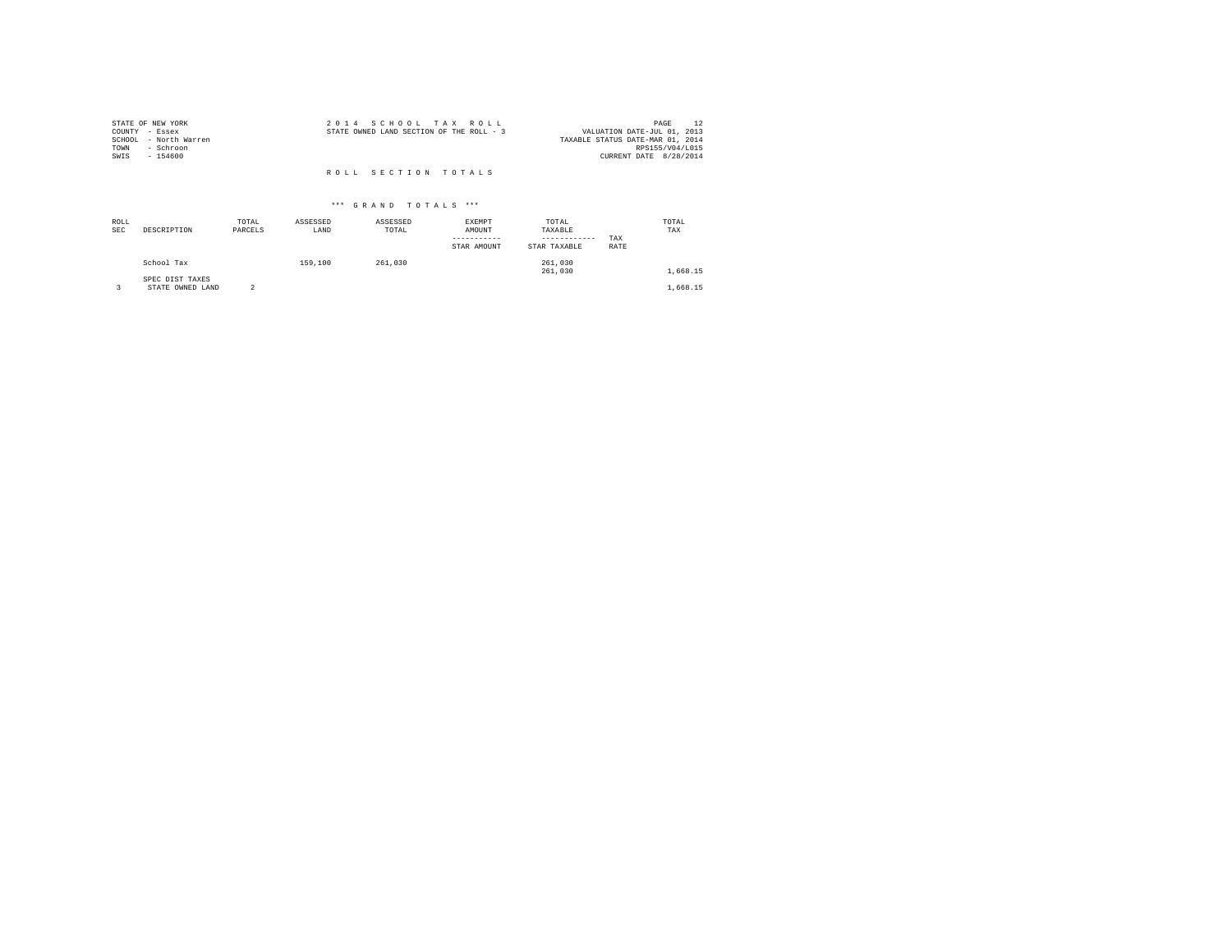STATE OF NEW YORK
COUNTY - Essex
SCHOOL - North Warren
TOWN - Schroon
SWIS - 154600

2 0 1 4 S C H O O L T A X R O L L
STATE OWNED LAND SECTION OF THE ROLL - 3

PAGE 12
VALUATION DATE-JUL 01, 2013
TAXABLE STATUS DATE-MAR 01, 2014
RPS155/V04/L015
CURRENT DATE 8/28/2014

R O L L S E C T I O N T O T A L S

\*\*\* G R A N D T O T A L S \*\*\*

| ROLL SEC | DESCRIPTION | TOTAL PARCELS | ASSESSED LAND | ASSESSED TOTAL | EXEMPT AMOUNT / STAR AMOUNT | TOTAL TAXABLE / STAR TAXABLE | TAX RATE | TOTAL TAX |
|---|---|---|---|---|---|---|---|---|
| | School Tax | | 159,100 | 261,030 | | 261,030<br>261,030 | | 1,668.15 |
| | SPEC DIST TAXES | | | | | | | |
| 3 | STATE OWNED LAND | 2 | | | | | | 1,668.15 |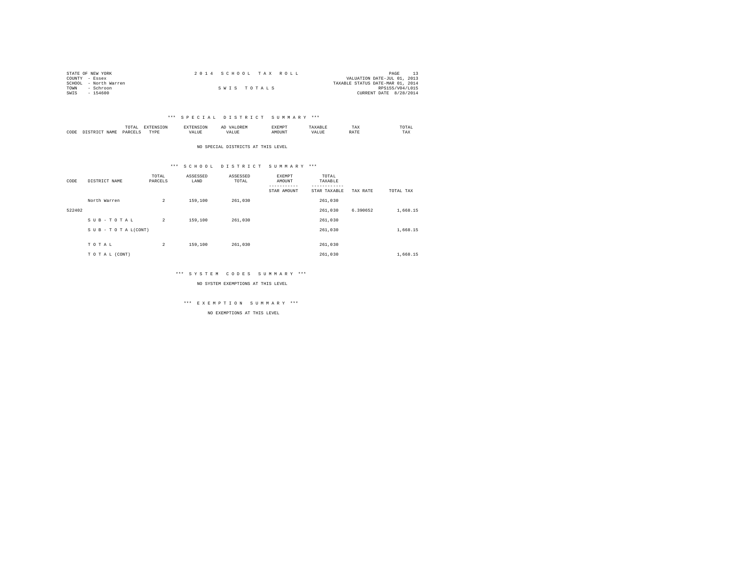STATE OF NEW YORK
COUNTY - Essex
SCHOOL - North Warren
TOWN - Schroon
SWIS - 154600

# 2014 SCHOOL TAX ROLL

## SWIS TOTALS

VALUATION DATE-JUL 01, 2013
TAXABLE STATUS DATE-MAR 01, 2014
RPS155/V04/L015
CURRENT DATE 8/28/2014

### *** SPECIAL DISTRICT SUMMARY ***

| CODE | DISTRICT NAME | TOTAL PARCELS | EXTENSION TYPE | EXTENSION VALUE | AD VALOREM VALUE | EXEMPT AMOUNT | TAXABLE VALUE | TAX RATE | TOTAL TAX |
|---|---|---|---|---|---|---|---|---|---|

NO SPECIAL DISTRICTS AT THIS LEVEL

### *** SCHOOL DISTRICT SUMMARY ***

| CODE | DISTRICT NAME | TOTAL PARCELS | ASSESSED LAND | ASSESSED TOTAL | EXEMPT AMOUNT / STAR AMOUNT | TOTAL TAXABLE / STAR TAXABLE | TAX RATE | TOTAL TAX |
|---|---|---|---|---|---|---|---|---|
| | North Warren | 2 | 159,100 | 261,030 | | 261,030 | | |
| 522402 | | | | | | 261,030 | 6.390652 | 1,668.15 |
| | S U B - T O T A L | 2 | 159,100 | 261,030 | | 261,030 | | |
| | S U B - T O T A L(CONT) | | | | | 261,030 | | 1,668.15 |
| | T O T A L | 2 | 159,100 | 261,030 | | 261,030 | | |
| | T O T A L (CONT) | | | | | 261,030 | | 1,668.15 |

### *** SYSTEM CODES SUMMARY ***

NO SYSTEM EXEMPTIONS AT THIS LEVEL

### *** EXEMPTION SUMMARY ***

NO EXEMPTIONS AT THIS LEVEL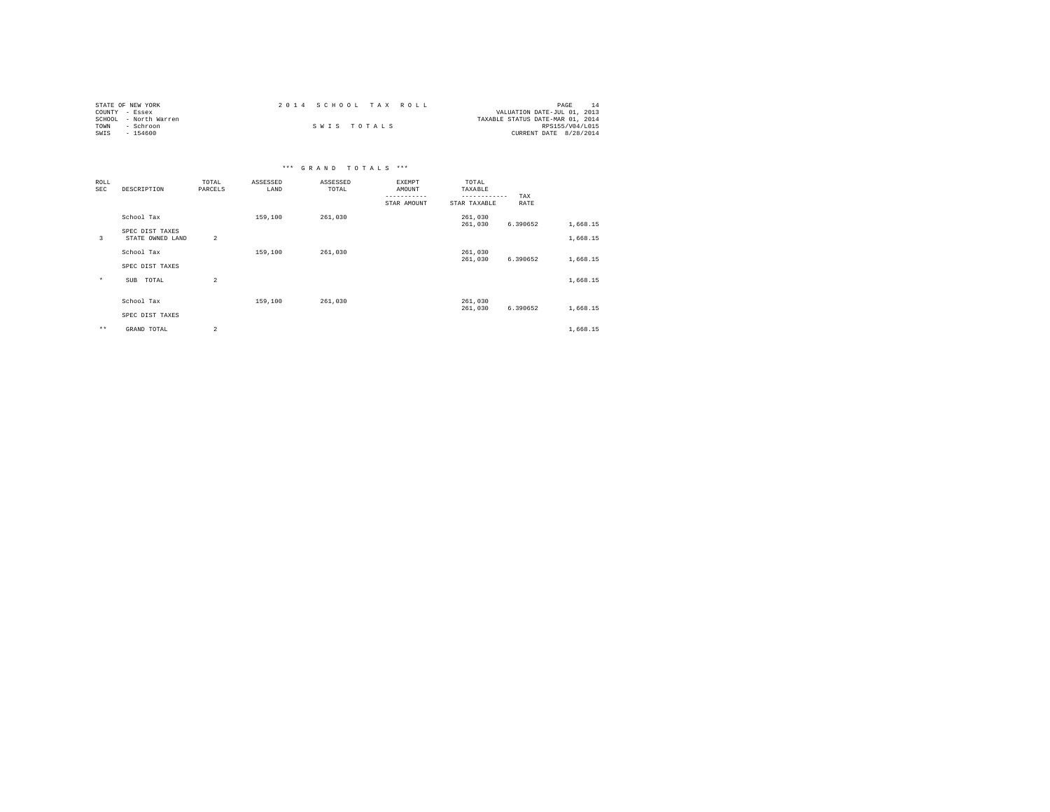STATE OF NEW YORK
COUNTY - Essex
SCHOOL - North Warren
TOWN - Schroon
SWIS - 154600

2 0 1 4 S C H O O L T A X R O L L

S W I S T O T A L S

VALUATION DATE-JUL 01, 2013
TAXABLE STATUS DATE-MAR 01, 2014
RPS155/V04/L015
CURRENT DATE 8/28/2014

### *** G R A N D T O T A L S ***

| ROLL SEC | DESCRIPTION | TOTAL PARCELS | ASSESSED LAND | ASSESSED TOTAL | EXEMPT AMOUNT / STAR AMOUNT | TOTAL TAXABLE / STAR TAXABLE | TAX RATE | |
|---|---|---|---|---|---|---|---|---|
| | School Tax | | 159,100 | 261,030 | | 261,030 | | |
| | | | | | | 261,030 | 6.390652 | 1,668.15 |
| | SPEC DIST TAXES | | | | | | | |
| 3 | STATE OWNED LAND | 2 | | | | | | 1,668.15 |
| | School Tax | | 159,100 | 261,030 | | 261,030 | | |
| | | | | | | 261,030 | 6.390652 | 1,668.15 |
| | SPEC DIST TAXES | | | | | | | |
| * | SUB TOTAL | 2 | | | | | | 1,668.15 |
| | School Tax | | 159,100 | 261,030 | | 261,030 | | |
| | | | | | | 261,030 | 6.390652 | 1,668.15 |
| | SPEC DIST TAXES | | | | | | | |
| ** | GRAND TOTAL | 2 | | | | | | 1,668.15 |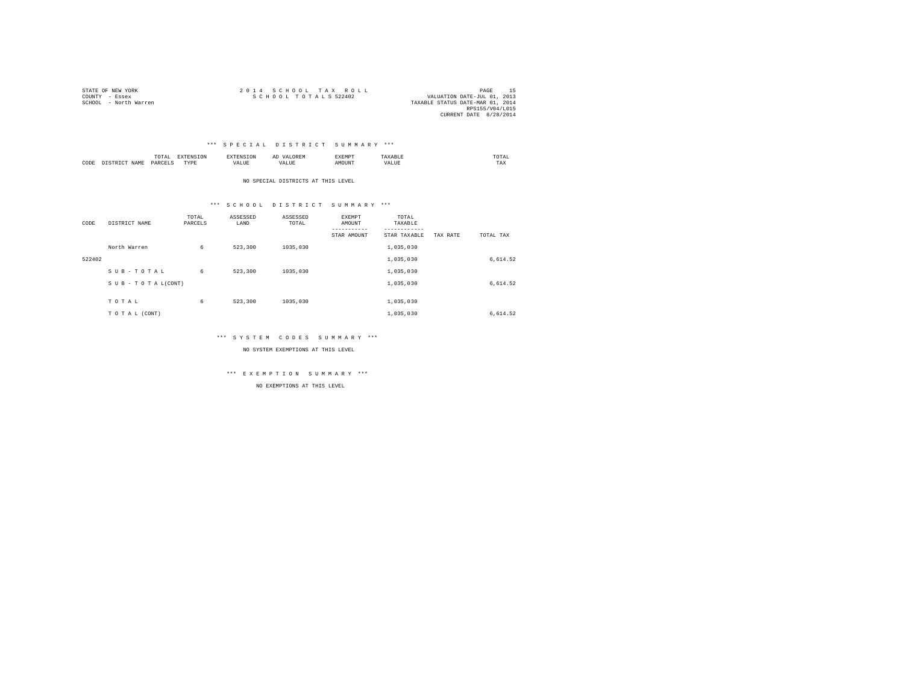STATE OF NEW YORK
COUNTY - Essex
SCHOOL - North Warren

2 0 1 4 S C H O O L T A X R O L L
S C H O O L T O T A L S 522402

PAGE 15
VALUATION DATE-JUL 01, 2013
TAXABLE STATUS DATE-MAR 01, 2014
RPS155/V04/L015
CURRENT DATE 8/28/2014

*** S P E C I A L D I S T R I C T S U M M A R Y ***

| CODE | DISTRICT NAME | TOTAL PARCELS | EXTENSION TYPE | EXTENSION VALUE | AD VALOREM VALUE | EXEMPT AMOUNT | TAXABLE VALUE | TOTAL TAX |
|---|---|---|---|---|---|---|---|---|

NO SPECIAL DISTRICTS AT THIS LEVEL

*** S C H O O L D I S T R I C T S U M M A R Y ***

| CODE | DISTRICT NAME | TOTAL PARCELS | ASSESSED LAND | ASSESSED TOTAL | EXEMPT AMOUNT<br>-----------<br>STAR AMOUNT | TOTAL TAXABLE<br>------------<br>STAR TAXABLE | TAX RATE | TOTAL TAX |
|---|---|---|---|---|---|---|---|---|
| | North Warren | 6 | 523,300 | 1035,030 | | 1,035,030 | | |
| 522402 | | | | | | 1,035,030 | | 6,614.52 |
| | S U B - T O T A L | 6 | 523,300 | 1035,030 | | 1,035,030 | | |
| | S U B - T O T A L(CONT) | | | | | 1,035,030 | | 6,614.52 |
| | T O T A L | 6 | 523,300 | 1035,030 | | 1,035,030 | | |
| | T O T A L (CONT) | | | | | 1,035,030 | | 6,614.52 |

*** S Y S T E M C O D E S S U M M A R Y ***

NO SYSTEM EXEMPTIONS AT THIS LEVEL

*** E X E M P T I O N S U M M A R Y ***

NO EXEMPTIONS AT THIS LEVEL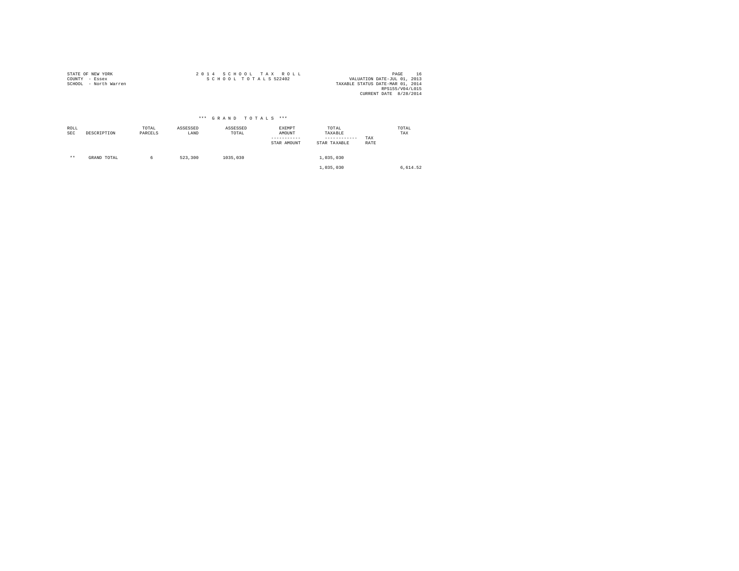STATE OF NEW YORK
COUNTY - Essex
SCHOOL - North Warren

2 0 1 4 S C H O O L T A X R O L L
S C H O O L T O T A L S 522402

VALUATION DATE-JUL 01, 2013
TAXABLE STATUS DATE-MAR 01, 2014
RPS155/V04/L015
CURRENT DATE 8/28/2014

*** G R A N D T O T A L S ***

| ROLL SEC | DESCRIPTION | TOTAL PARCELS | ASSESSED LAND | ASSESSED TOTAL | EXEMPT AMOUNT / STAR AMOUNT | TOTAL TAXABLE / STAR TAXABLE | TAX RATE | TOTAL TAX |
|---|---|---|---|---|---|---|---|---|
| ** | GRAND TOTAL | 6 | 523,300 | 1035,030 | | 1,035,030 | | |
| | | | | | | 1,035,030 | | 6,614.52 |